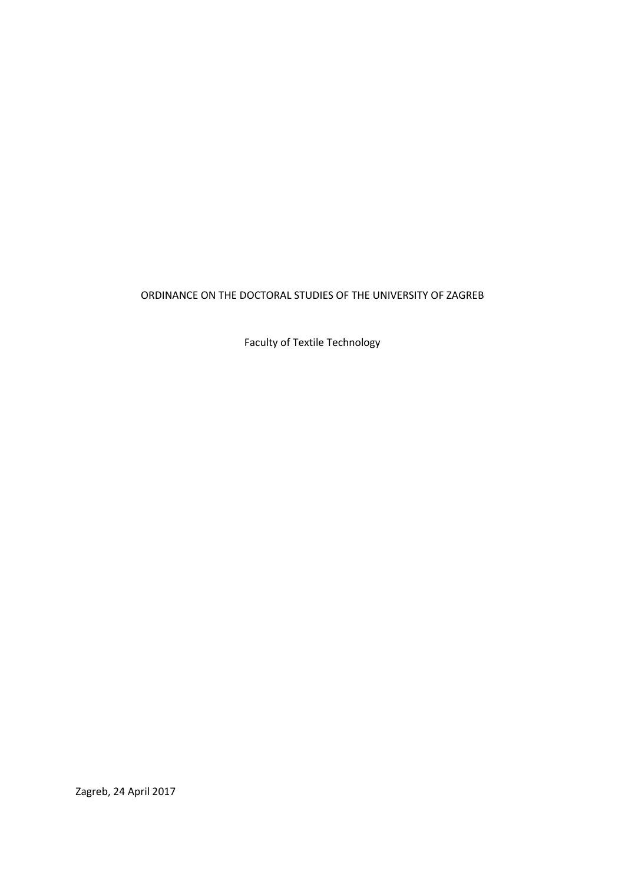# ORDINANCE ON THE DOCTORAL STUDIES OF THE UNIVERSITY OF ZAGREB

Faculty of Textile Technology

Zagreb, 24 April 2017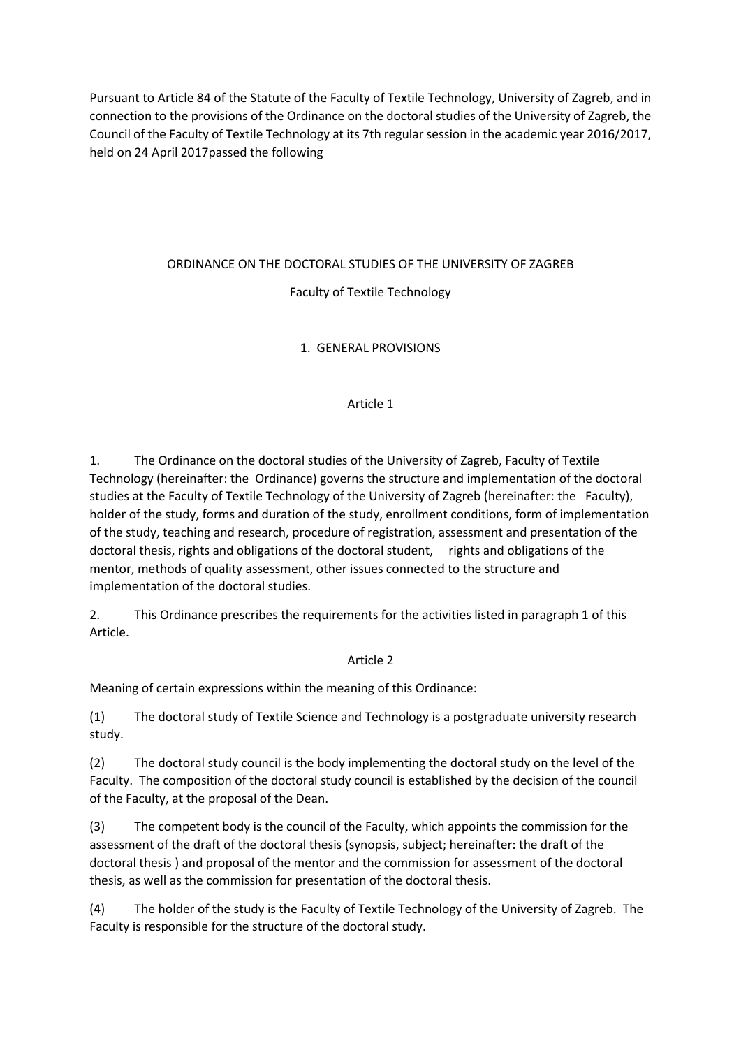Pursuant to Article 84 of the Statute of the Faculty of Textile Technology, University of Zagreb, and in connection to the provisions of the Ordinance on the doctoral studies of the University of Zagreb, the Council of the Faculty of Textile Technology at its 7th regular session in the academic year 2016/2017, held on 24 April 2017passed the following

# ORDINANCE ON THE DOCTORAL STUDIES OF THE UNIVERSITY OF ZAGREB

## Faculty of Textile Technology

### 1. GENERAL PROVISIONS

#### Article 1

1. The Ordinance on the doctoral studies of the University of Zagreb, Faculty of Textile Technology (hereinafter: the Ordinance) governs the structure and implementation of the doctoral studies at the Faculty of Textile Technology of the University of Zagreb (hereinafter: the Faculty), holder of the study, forms and duration of the study, enrollment conditions, form of implementation of the study, teaching and research, procedure of registration, assessment and presentation of the doctoral thesis, rights and obligations of the doctoral student, rights and obligations of the mentor, methods of quality assessment, other issues connected to the structure and implementation of the doctoral studies.

2. This Ordinance prescribes the requirements for the activities listed in paragraph 1 of this Article.

#### Article 2

Meaning of certain expressions within the meaning of this Ordinance:

(1) The doctoral study of Textile Science and Technology is a postgraduate university research study.

(2) The doctoral study council is the body implementing the doctoral study on the level of the Faculty. The composition of the doctoral study council is established by the decision of the council of the Faculty, at the proposal of the Dean.

(3) The competent body is the council of the Faculty, which appoints the commission for the assessment of the draft of the doctoral thesis (synopsis, subject; hereinafter: the draft of the doctoral thesis ) and proposal of the mentor and the commission for assessment of the doctoral thesis, as well as the commission for presentation of the doctoral thesis.

(4) The holder of the study is the Faculty of Textile Technology of the University of Zagreb. The Faculty is responsible for the structure of the doctoral study.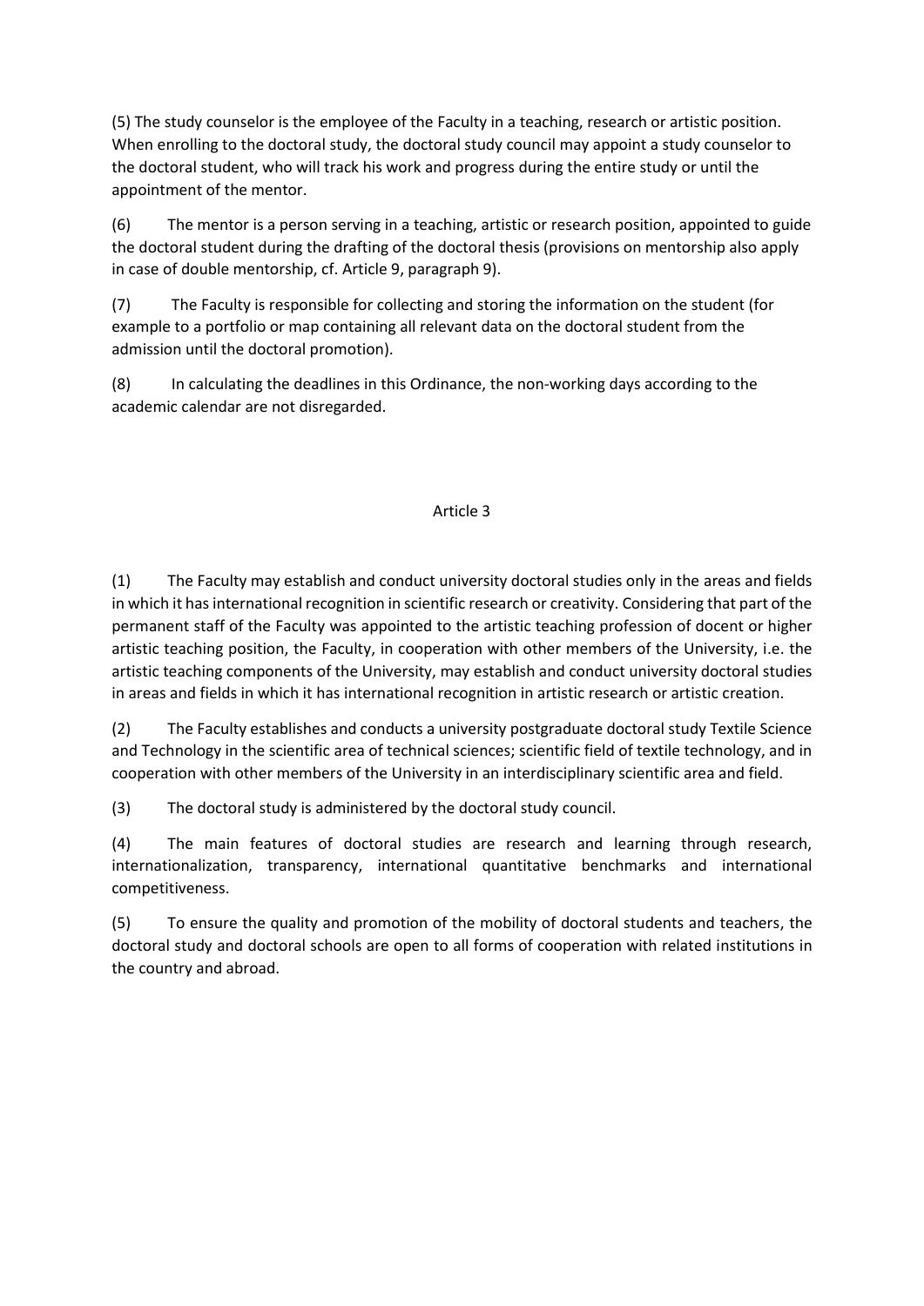(5) The study counselor is the employee of the Faculty in a teaching, research or artistic position. When enrolling to the doctoral study, the doctoral study council may appoint a study counselor to the doctoral student, who will track his work and progress during the entire study or until the appointment of the mentor.

(6) The mentor is a person serving in a teaching, artistic or research position, appointed to guide the doctoral student during the drafting of the doctoral thesis (provisions on mentorship also apply in case of double mentorship, cf. Article 9, paragraph 9).

(7) The Faculty is responsible for collecting and storing the information on the student (for example to a portfolio or map containing all relevant data on the doctoral student from the admission until the doctoral promotion).

(8) In calculating the deadlines in this Ordinance, the non-working days according to the academic calendar are not disregarded.

## Article 3

(1) The Faculty may establish and conduct university doctoral studies only in the areas and fields in which it has international recognition in scientific research or creativity. Considering that part of the permanent staff of the Faculty was appointed to the artistic teaching profession of docent or higher artistic teaching position, the Faculty, in cooperation with other members of the University, i.e. the artistic teaching components of the University, may establish and conduct university doctoral studies in areas and fields in which it has international recognition in artistic research or artistic creation.

(2) The Faculty establishes and conducts a university postgraduate doctoral study Textile Science and Technology in the scientific area of technical sciences; scientific field of textile technology, and in cooperation with other members of the University in an interdisciplinary scientific area and field.

(3) The doctoral study is administered by the doctoral study council.

(4) The main features of doctoral studies are research and learning through research, internationalization, transparency, international quantitative benchmarks and international competitiveness.

(5) To ensure the quality and promotion of the mobility of doctoral students and teachers, the doctoral study and doctoral schools are open to all forms of cooperation with related institutions in the country and abroad.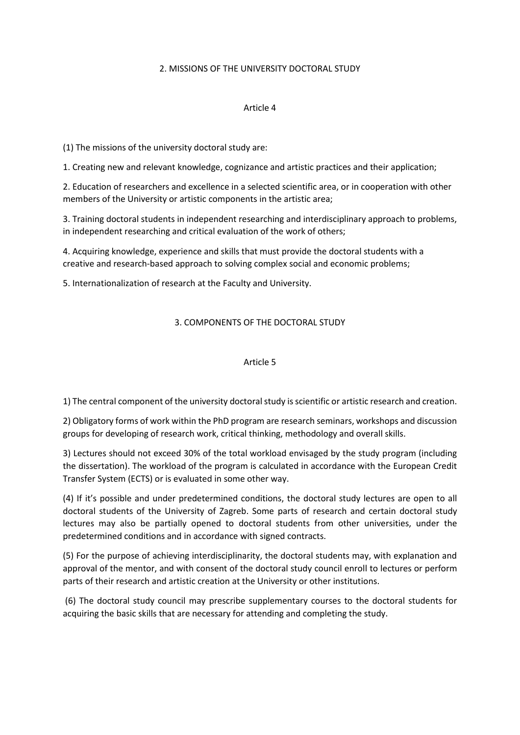## 2. MISSIONS OF THE UNIVERSITY DOCTORAL STUDY

### Article 4

(1) The missions of the university doctoral study are:

1. Creating new and relevant knowledge, cognizance and artistic practices and their application;

2. Education of researchers and excellence in a selected scientific area, or in cooperation with other members of the University or artistic components in the artistic area;

3. Training doctoral students in independent researching and interdisciplinary approach to problems, in independent researching and critical evaluation of the work of others;

4. Acquiring knowledge, experience and skills that must provide the doctoral students with a creative and research-based approach to solving complex social and economic problems;

5. Internationalization of research at the Faculty and University.

## 3. COMPONENTS OF THE DOCTORAL STUDY

### Article 5

1) The central component of the university doctoral study is scientific or artistic research and creation.

2) Obligatory forms of work within the PhD program are research seminars, workshops and discussion groups for developing of research work, critical thinking, methodology and overall skills.

3) Lectures should not exceed 30% of the total workload envisaged by the study program (including the dissertation). The workload of the program is calculated in accordance with the European Credit Transfer System (ECTS) or is evaluated in some other way.

(4) If it's possible and under predetermined conditions, the doctoral study lectures are open to all doctoral students of the University of Zagreb. Some parts of research and certain doctoral study lectures may also be partially opened to doctoral students from other universities, under the predetermined conditions and in accordance with signed contracts.

(5) For the purpose of achieving interdisciplinarity, the doctoral students may, with explanation and approval of the mentor, and with consent of the doctoral study council enroll to lectures or perform parts of their research and artistic creation at the University or other institutions.

(6) The doctoral study council may prescribe supplementary courses to the doctoral students for acquiring the basic skills that are necessary for attending and completing the study.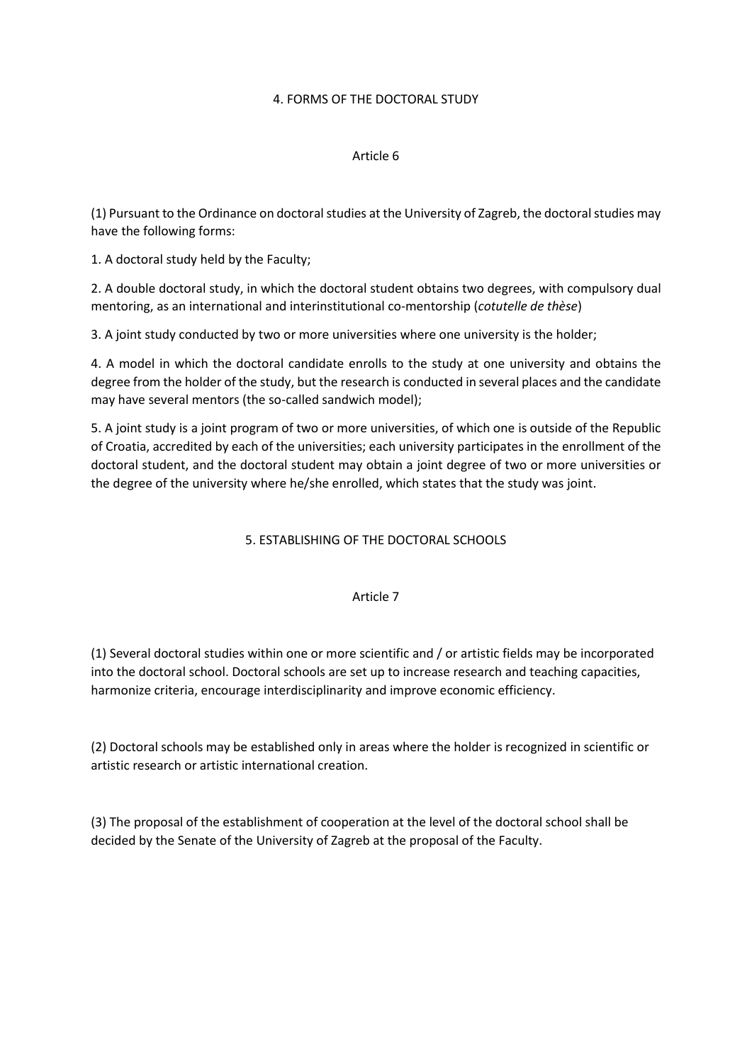## 4. FORMS OF THE DOCTORAL STUDY

### Article 6

(1) Pursuant to the Ordinance on doctoral studies at the University of Zagreb, the doctoral studies may have the following forms:

1. A doctoral study held by the Faculty;

2. A double doctoral study, in which the doctoral student obtains two degrees, with compulsory dual mentoring, as an international and interinstitutional co-mentorship (*cotutelle de thèse*)

3. A joint study conducted by two or more universities where one university is the holder;

4. A model in which the doctoral candidate enrolls to the study at one university and obtains the degree from the holder of the study, but the research is conducted in several places and the candidate may have several mentors (the so-called sandwich model);

5. A joint study is a joint program of two or more universities, of which one is outside of the Republic of Croatia, accredited by each of the universities; each university participates in the enrollment of the doctoral student, and the doctoral student may obtain a joint degree of two or more universities or the degree of the university where he/she enrolled, which states that the study was joint.

## 5. ESTABLISHING OF THE DOCTORAL SCHOOLS

### Article 7

(1) Several doctoral studies within one or more scientific and / or artistic fields may be incorporated into the doctoral school. Doctoral schools are set up to increase research and teaching capacities, harmonize criteria, encourage interdisciplinarity and improve economic efficiency.

(2) Doctoral schools may be established only in areas where the holder is recognized in scientific or artistic research or artistic international creation.

(3) The proposal of the establishment of cooperation at the level of the doctoral school shall be decided by the Senate of the University of Zagreb at the proposal of the Faculty.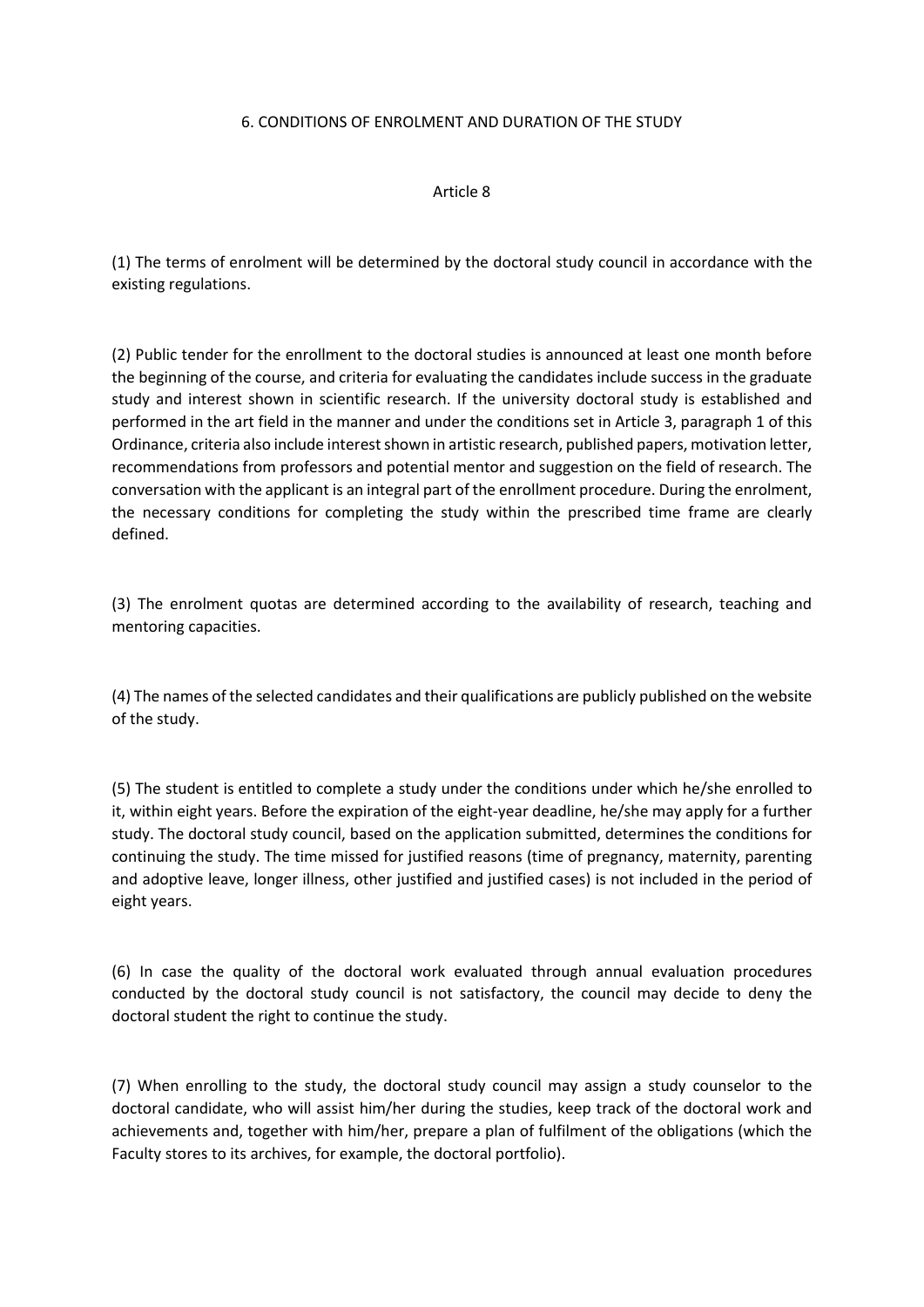## 6. CONDITIONS OF ENROLMENT AND DURATION OF THE STUDY

### Article 8

(1) The terms of enrolment will be determined by the doctoral study council in accordance with the existing regulations.

(2) Public tender for the enrollment to the doctoral studies is announced at least one month before the beginning of the course, and criteria for evaluating the candidates include success in the graduate study and interest shown in scientific research. If the university doctoral study is established and performed in the art field in the manner and under the conditions set in Article 3, paragraph 1 of this Ordinance, criteria also include interest shown in artistic research, published papers, motivation letter, recommendations from professors and potential mentor and suggestion on the field of research. The conversation with the applicant is an integral part of the enrollment procedure. During the enrolment, the necessary conditions for completing the study within the prescribed time frame are clearly defined.

(3) The enrolment quotas are determined according to the availability of research, teaching and mentoring capacities.

(4) The names of the selected candidates and their qualifications are publicly published on the website of the study.

(5) The student is entitled to complete a study under the conditions under which he/she enrolled to it, within eight years. Before the expiration of the eight-year deadline, he/she may apply for a further study. The doctoral study council, based on the application submitted, determines the conditions for continuing the study. The time missed for justified reasons (time of pregnancy, maternity, parenting and adoptive leave, longer illness, other justified and justified cases) is not included in the period of eight years.

(6) In case the quality of the doctoral work evaluated through annual evaluation procedures conducted by the doctoral study council is not satisfactory, the council may decide to deny the doctoral student the right to continue the study.

(7) When enrolling to the study, the doctoral study council may assign a study counselor to the doctoral candidate, who will assist him/her during the studies, keep track of the doctoral work and achievements and, together with him/her, prepare a plan of fulfilment of the obligations (which the Faculty stores to its archives, for example, the doctoral portfolio).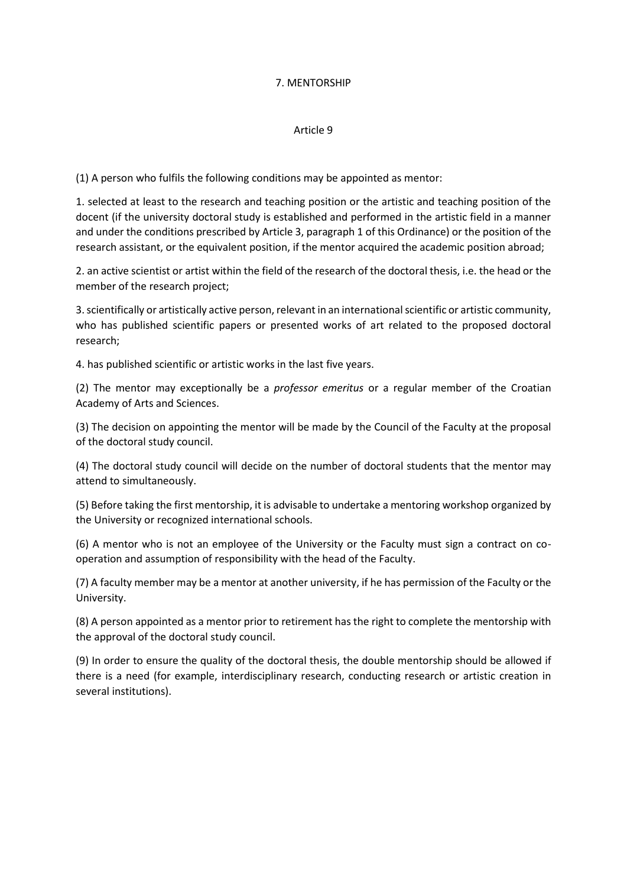## 7. MENTORSHIP

### Article 9

(1) A person who fulfils the following conditions may be appointed as mentor:

1. selected at least to the research and teaching position or the artistic and teaching position of the docent (if the university doctoral study is established and performed in the artistic field in a manner and under the conditions prescribed by Article 3, paragraph 1 of this Ordinance) or the position of the research assistant, or the equivalent position, if the mentor acquired the academic position abroad;

2. an active scientist or artist within the field of the research of the doctoral thesis, i.e. the head or the member of the research project;

3. scientifically or artistically active person, relevant in an international scientific or artistic community, who has published scientific papers or presented works of art related to the proposed doctoral research;

4. has published scientific or artistic works in the last five years.

(2) The mentor may exceptionally be a *professor emeritus* or a regular member of the Croatian Academy of Arts and Sciences.

(3) The decision on appointing the mentor will be made by the Council of the Faculty at the proposal of the doctoral study council.

(4) The doctoral study council will decide on the number of doctoral students that the mentor may attend to simultaneously.

(5) Before taking the first mentorship, it is advisable to undertake a mentoring workshop organized by the University or recognized international schools.

(6) A mentor who is not an employee of the University or the Faculty must sign a contract on co-operation and assumption of responsibility with the head of the Faculty.

(7) A faculty member may be a mentor at another university, if he has permission of the Faculty or the University.

(8) A person appointed as a mentor prior to retirement has the right to complete the mentorship with the approval of the doctoral study council.

(9) In order to ensure the quality of the doctoral thesis, the double mentorship should be allowed if there is a need (for example, interdisciplinary research, conducting research or artistic creation in several institutions).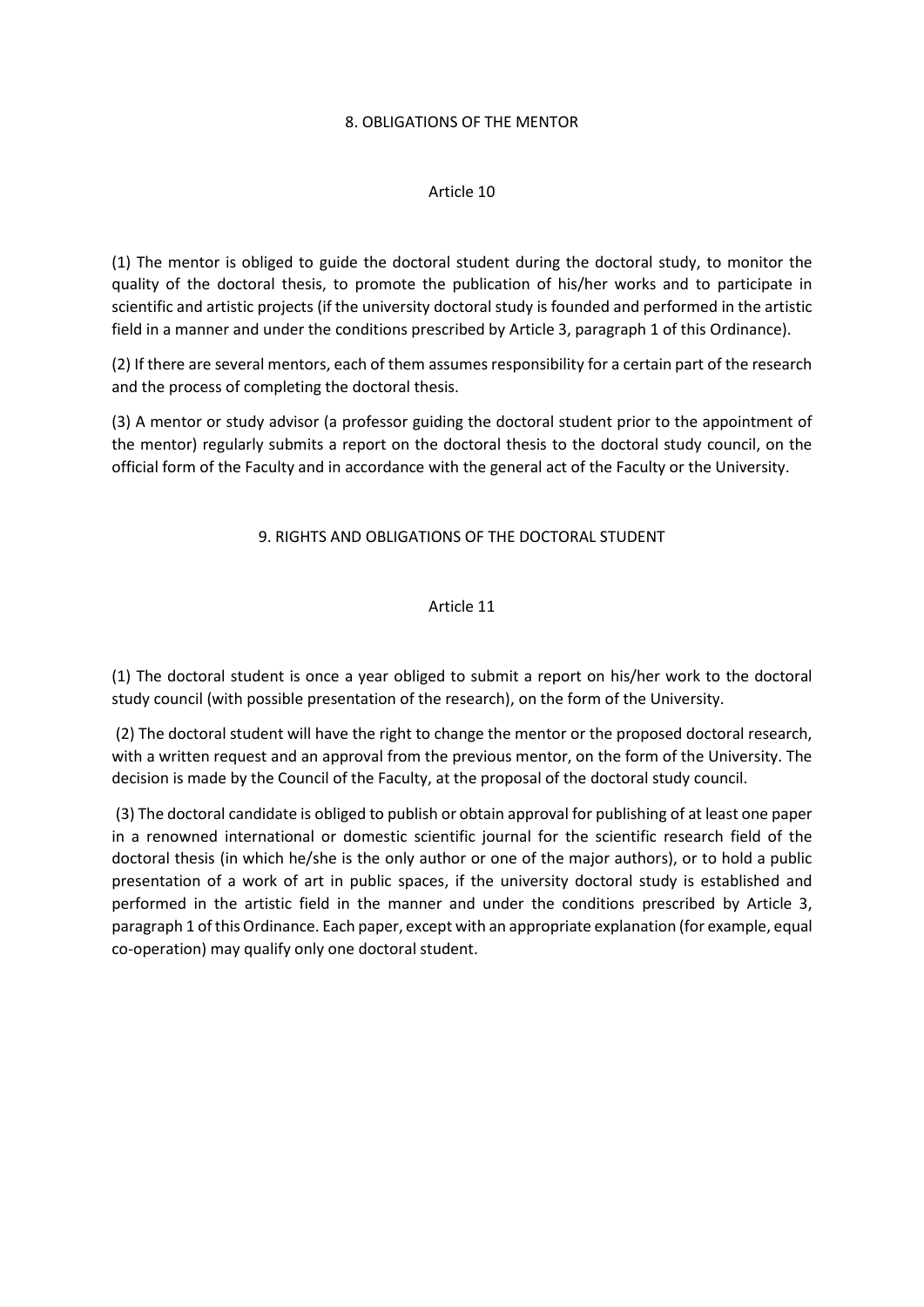## 8. OBLIGATIONS OF THE MENTOR

### Article 10

(1) The mentor is obliged to guide the doctoral student during the doctoral study, to monitor the quality of the doctoral thesis, to promote the publication of his/her works and to participate in scientific and artistic projects (if the university doctoral study is founded and performed in the artistic field in a manner and under the conditions prescribed by Article 3, paragraph 1 of this Ordinance).

(2) If there are several mentors, each of them assumes responsibility for a certain part of the research and the process of completing the doctoral thesis.

(3) A mentor or study advisor (a professor guiding the doctoral student prior to the appointment of the mentor) regularly submits a report on the doctoral thesis to the doctoral study council, on the official form of the Faculty and in accordance with the general act of the Faculty or the University.

## 9. RIGHTS AND OBLIGATIONS OF THE DOCTORAL STUDENT

### Article 11

(1) The doctoral student is once a year obliged to submit a report on his/her work to the doctoral study council (with possible presentation of the research), on the form of the University.

(2) The doctoral student will have the right to change the mentor or the proposed doctoral research, with a written request and an approval from the previous mentor, on the form of the University. The decision is made by the Council of the Faculty, at the proposal of the doctoral study council.

(3) The doctoral candidate is obliged to publish or obtain approval for publishing of at least one paper in a renowned international or domestic scientific journal for the scientific research field of the doctoral thesis (in which he/she is the only author or one of the major authors), or to hold a public presentation of a work of art in public spaces, if the university doctoral study is established and performed in the artistic field in the manner and under the conditions prescribed by Article 3, paragraph 1 of this Ordinance. Each paper, except with an appropriate explanation (for example, equal co-operation) may qualify only one doctoral student.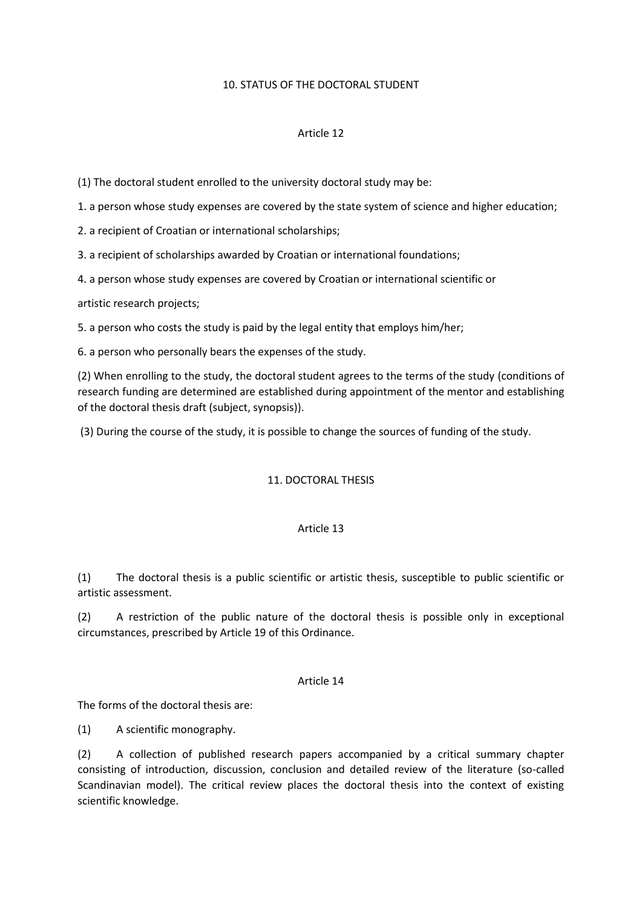## 10. STATUS OF THE DOCTORAL STUDENT

### Article 12

(1) The doctoral student enrolled to the university doctoral study may be:

1. a person whose study expenses are covered by the state system of science and higher education;
2. a recipient of Croatian or international scholarships;
3. a recipient of scholarships awarded by Croatian or international foundations;
4. a person whose study expenses are covered by Croatian or international scientific or artistic research projects;
5. a person who costs the study is paid by the legal entity that employs him/her;
6. a person who personally bears the expenses of the study.

(2) When enrolling to the study, the doctoral student agrees to the terms of the study (conditions of research funding are determined are established during appointment of the mentor and establishing of the doctoral thesis draft (subject, synopsis)).

(3) During the course of the study, it is possible to change the sources of funding of the study.

## 11. DOCTORAL THESIS

### Article 13

(1) The doctoral thesis is a public scientific or artistic thesis, susceptible to public scientific or artistic assessment.

(2) A restriction of the public nature of the doctoral thesis is possible only in exceptional circumstances, prescribed by Article 19 of this Ordinance.

### Article 14

The forms of the doctoral thesis are:

(1) A scientific monography.

(2) A collection of published research papers accompanied by a critical summary chapter consisting of introduction, discussion, conclusion and detailed review of the literature (so-called Scandinavian model). The critical review places the doctoral thesis into the context of existing scientific knowledge.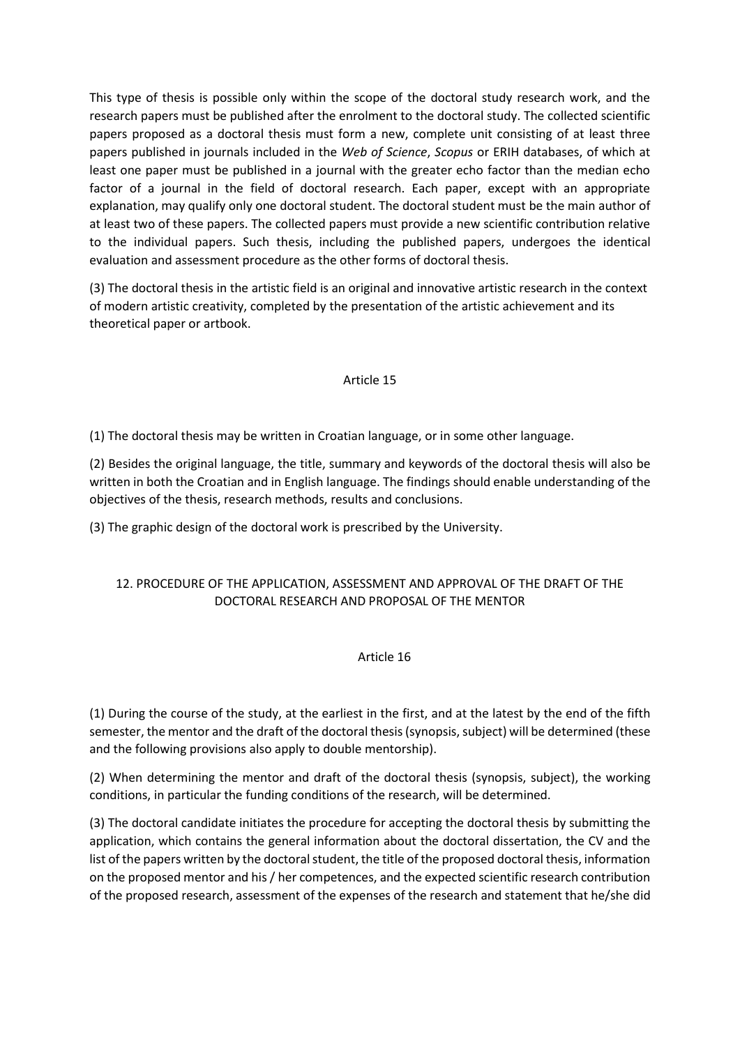This type of thesis is possible only within the scope of the doctoral study research work, and the research papers must be published after the enrolment to the doctoral study. The collected scientific papers proposed as a doctoral thesis must form a new, complete unit consisting of at least three papers published in journals included in the *Web of Science*, *Scopus* or ERIH databases, of which at least one paper must be published in a journal with the greater echo factor than the median echo factor of a journal in the field of doctoral research. Each paper, except with an appropriate explanation, may qualify only one doctoral student. The doctoral student must be the main author of at least two of these papers. The collected papers must provide a new scientific contribution relative to the individual papers. Such thesis, including the published papers, undergoes the identical evaluation and assessment procedure as the other forms of doctoral thesis.

(3) The doctoral thesis in the artistic field is an original and innovative artistic research in the context of modern artistic creativity, completed by the presentation of the artistic achievement and its theoretical paper or artbook.

Article 15

(1) The doctoral thesis may be written in Croatian language, or in some other language.

(2) Besides the original language, the title, summary and keywords of the doctoral thesis will also be written in both the Croatian and in English language. The findings should enable understanding of the objectives of the thesis, research methods, results and conclusions.

(3) The graphic design of the doctoral work is prescribed by the University.

## 12. PROCEDURE OF THE APPLICATION, ASSESSMENT AND APPROVAL OF THE DRAFT OF THE DOCTORAL RESEARCH AND PROPOSAL OF THE MENTOR

Article 16

(1) During the course of the study, at the earliest in the first, and at the latest by the end of the fifth semester, the mentor and the draft of the doctoral thesis (synopsis, subject) will be determined (these and the following provisions also apply to double mentorship).

(2) When determining the mentor and draft of the doctoral thesis (synopsis, subject), the working conditions, in particular the funding conditions of the research, will be determined.

(3) The doctoral candidate initiates the procedure for accepting the doctoral thesis by submitting the application, which contains the general information about the doctoral dissertation, the CV and the list of the papers written by the doctoral student, the title of the proposed doctoral thesis, information on the proposed mentor and his / her competences, and the expected scientific research contribution of the proposed research, assessment of the expenses of the research and statement that he/she did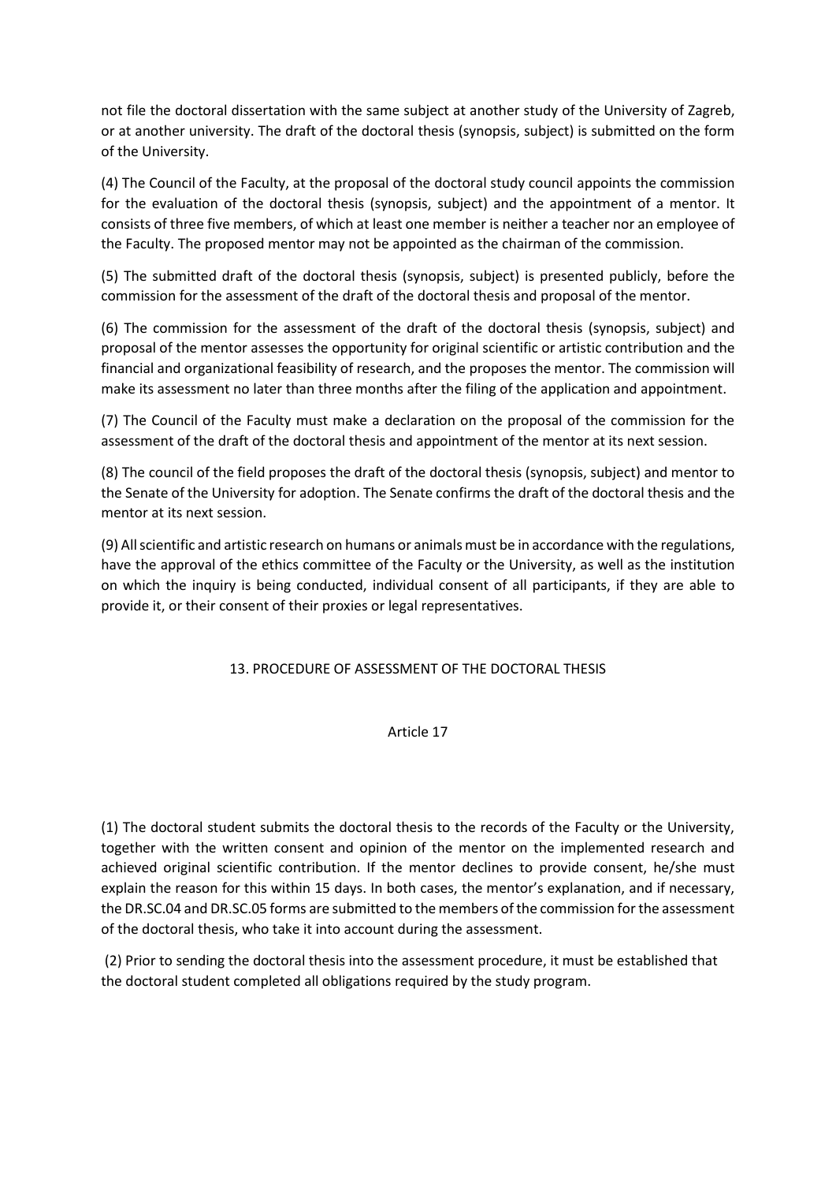not file the doctoral dissertation with the same subject at another study of the University of Zagreb, or at another university. The draft of the doctoral thesis (synopsis, subject) is submitted on the form of the University.

(4) The Council of the Faculty, at the proposal of the doctoral study council appoints the commission for the evaluation of the doctoral thesis (synopsis, subject) and the appointment of a mentor. It consists of three five members, of which at least one member is neither a teacher nor an employee of the Faculty. The proposed mentor may not be appointed as the chairman of the commission.

(5) The submitted draft of the doctoral thesis (synopsis, subject) is presented publicly, before the commission for the assessment of the draft of the doctoral thesis and proposal of the mentor.

(6) The commission for the assessment of the draft of the doctoral thesis (synopsis, subject) and proposal of the mentor assesses the opportunity for original scientific or artistic contribution and the financial and organizational feasibility of research, and the proposes the mentor. The commission will make its assessment no later than three months after the filing of the application and appointment.

(7) The Council of the Faculty must make a declaration on the proposal of the commission for the assessment of the draft of the doctoral thesis and appointment of the mentor at its next session.

(8) The council of the field proposes the draft of the doctoral thesis (synopsis, subject) and mentor to the Senate of the University for adoption. The Senate confirms the draft of the doctoral thesis and the mentor at its next session.

(9) All scientific and artistic research on humans or animals must be in accordance with the regulations, have the approval of the ethics committee of the Faculty or the University, as well as the institution on which the inquiry is being conducted, individual consent of all participants, if they are able to provide it, or their consent of their proxies or legal representatives.

## 13. PROCEDURE OF ASSESSMENT OF THE DOCTORAL THESIS

### Article 17

(1) The doctoral student submits the doctoral thesis to the records of the Faculty or the University, together with the written consent and opinion of the mentor on the implemented research and achieved original scientific contribution. If the mentor declines to provide consent, he/she must explain the reason for this within 15 days. In both cases, the mentor's explanation, and if necessary, the DR.SC.04 and DR.SC.05 forms are submitted to the members of the commission for the assessment of the doctoral thesis, who take it into account during the assessment.

(2) Prior to sending the doctoral thesis into the assessment procedure, it must be established that the doctoral student completed all obligations required by the study program.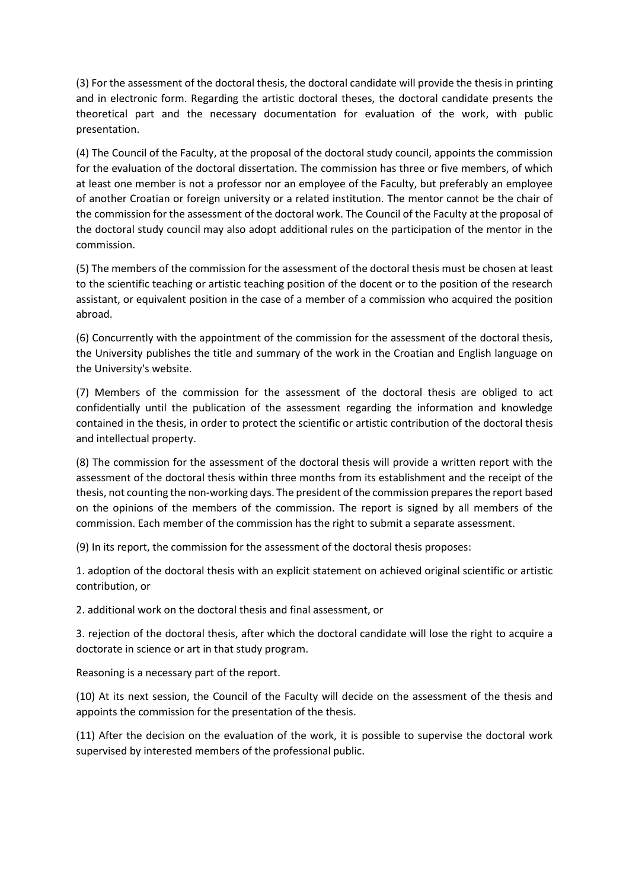(3) For the assessment of the doctoral thesis, the doctoral candidate will provide the thesis in printing and in electronic form. Regarding the artistic doctoral theses, the doctoral candidate presents the theoretical part and the necessary documentation for evaluation of the work, with public presentation.

(4) The Council of the Faculty, at the proposal of the doctoral study council, appoints the commission for the evaluation of the doctoral dissertation. The commission has three or five members, of which at least one member is not a professor nor an employee of the Faculty, but preferably an employee of another Croatian or foreign university or a related institution. The mentor cannot be the chair of the commission for the assessment of the doctoral work. The Council of the Faculty at the proposal of the doctoral study council may also adopt additional rules on the participation of the mentor in the commission.

(5) The members of the commission for the assessment of the doctoral thesis must be chosen at least to the scientific teaching or artistic teaching position of the docent or to the position of the research assistant, or equivalent position in the case of a member of a commission who acquired the position abroad.

(6) Concurrently with the appointment of the commission for the assessment of the doctoral thesis, the University publishes the title and summary of the work in the Croatian and English language on the University's website.

(7) Members of the commission for the assessment of the doctoral thesis are obliged to act confidentially until the publication of the assessment regarding the information and knowledge contained in the thesis, in order to protect the scientific or artistic contribution of the doctoral thesis and intellectual property.

(8) The commission for the assessment of the doctoral thesis will provide a written report with the assessment of the doctoral thesis within three months from its establishment and the receipt of the thesis, not counting the non-working days. The president of the commission prepares the report based on the opinions of the members of the commission. The report is signed by all members of the commission. Each member of the commission has the right to submit a separate assessment.

(9) In its report, the commission for the assessment of the doctoral thesis proposes:

1. adoption of the doctoral thesis with an explicit statement on achieved original scientific or artistic contribution, or

2. additional work on the doctoral thesis and final assessment, or

3. rejection of the doctoral thesis, after which the doctoral candidate will lose the right to acquire a doctorate in science or art in that study program.

Reasoning is a necessary part of the report.

(10) At its next session, the Council of the Faculty will decide on the assessment of the thesis and appoints the commission for the presentation of the thesis.

(11) After the decision on the evaluation of the work, it is possible to supervise the doctoral work supervised by interested members of the professional public.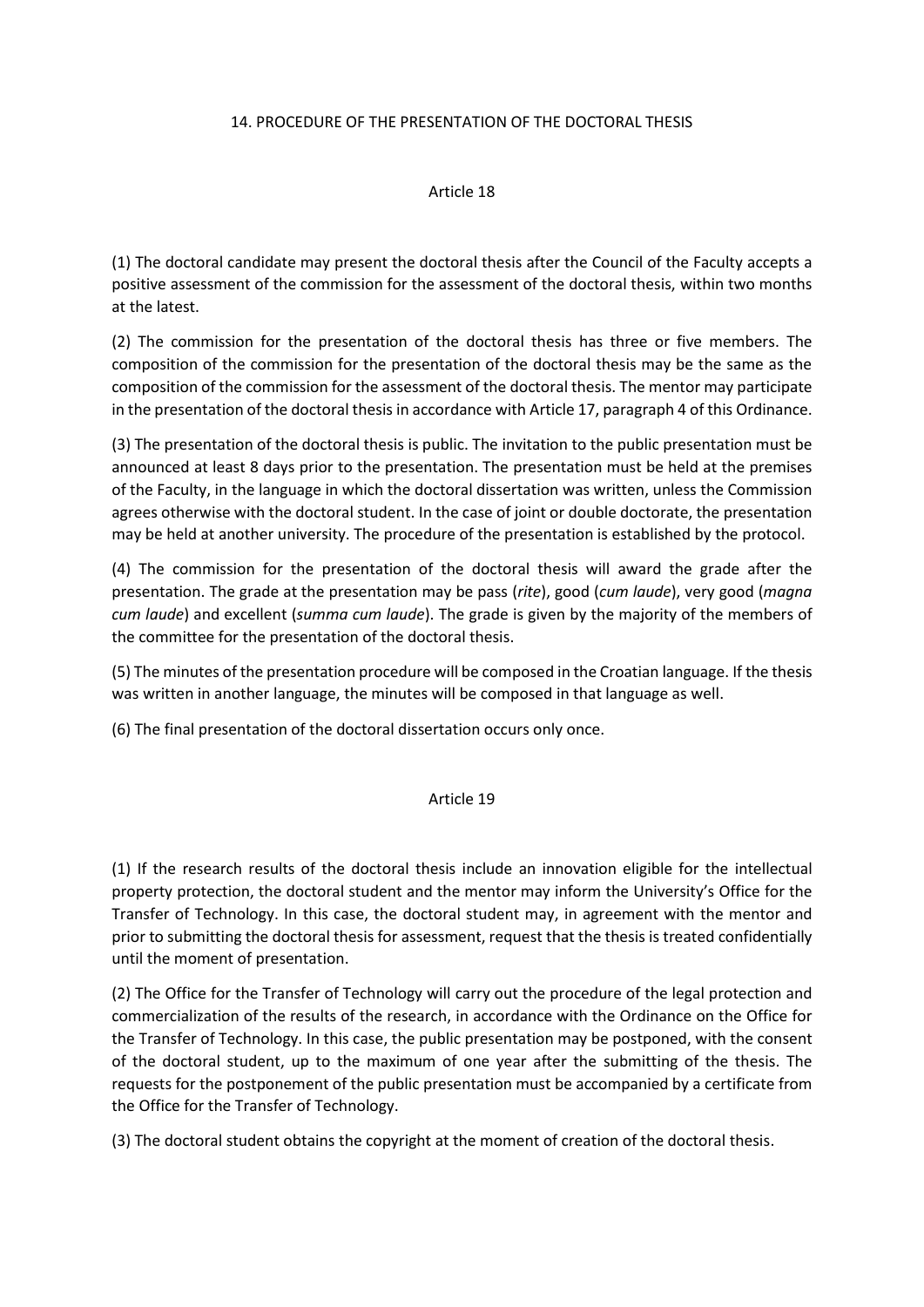## 14. PROCEDURE OF THE PRESENTATION OF THE DOCTORAL THESIS

### Article 18

(1) The doctoral candidate may present the doctoral thesis after the Council of the Faculty accepts a positive assessment of the commission for the assessment of the doctoral thesis, within two months at the latest.

(2) The commission for the presentation of the doctoral thesis has three or five members. The composition of the commission for the presentation of the doctoral thesis may be the same as the composition of the commission for the assessment of the doctoral thesis. The mentor may participate in the presentation of the doctoral thesis in accordance with Article 17, paragraph 4 of this Ordinance.

(3) The presentation of the doctoral thesis is public. The invitation to the public presentation must be announced at least 8 days prior to the presentation. The presentation must be held at the premises of the Faculty, in the language in which the doctoral dissertation was written, unless the Commission agrees otherwise with the doctoral student. In the case of joint or double doctorate, the presentation may be held at another university. The procedure of the presentation is established by the protocol.

(4) The commission for the presentation of the doctoral thesis will award the grade after the presentation. The grade at the presentation may be pass (*rite*), good (*cum laude*), very good (*magna cum laude*) and excellent (*summa cum laude*). The grade is given by the majority of the members of the committee for the presentation of the doctoral thesis.

(5) The minutes of the presentation procedure will be composed in the Croatian language. If the thesis was written in another language, the minutes will be composed in that language as well.

(6) The final presentation of the doctoral dissertation occurs only once.

### Article 19

(1) If the research results of the doctoral thesis include an innovation eligible for the intellectual property protection, the doctoral student and the mentor may inform the University's Office for the Transfer of Technology. In this case, the doctoral student may, in agreement with the mentor and prior to submitting the doctoral thesis for assessment, request that the thesis is treated confidentially until the moment of presentation.

(2) The Office for the Transfer of Technology will carry out the procedure of the legal protection and commercialization of the results of the research, in accordance with the Ordinance on the Office for the Transfer of Technology. In this case, the public presentation may be postponed, with the consent of the doctoral student, up to the maximum of one year after the submitting of the thesis. The requests for the postponement of the public presentation must be accompanied by a certificate from the Office for the Transfer of Technology.

(3) The doctoral student obtains the copyright at the moment of creation of the doctoral thesis.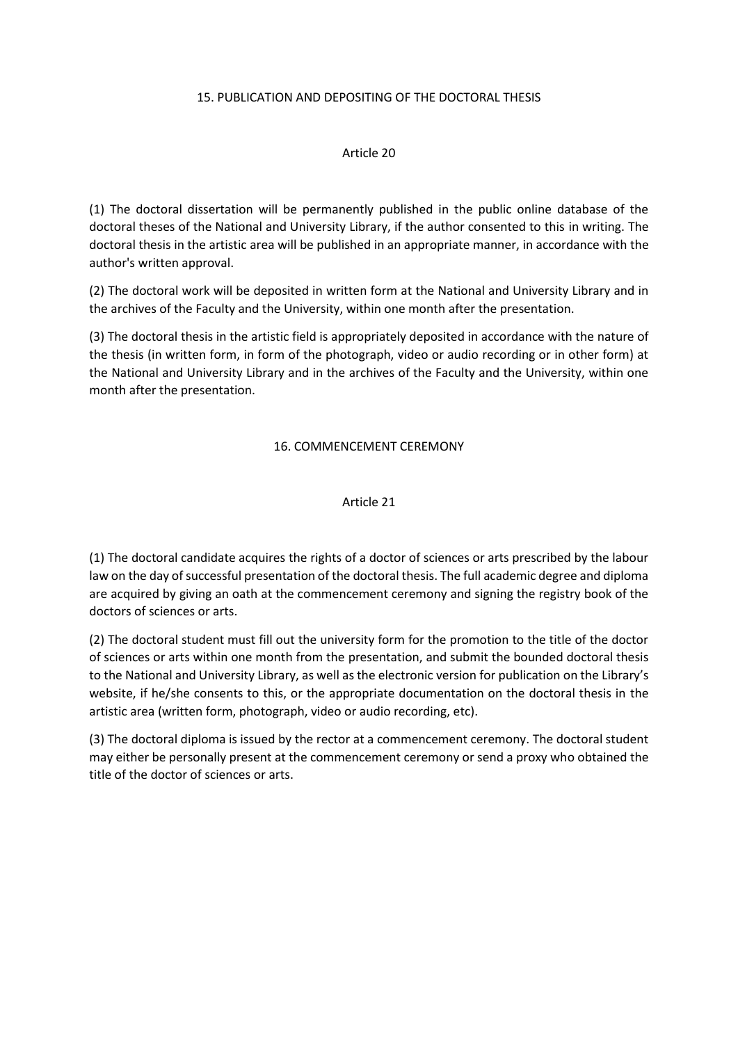## 15. PUBLICATION AND DEPOSITING OF THE DOCTORAL THESIS

### Article 20

(1) The doctoral dissertation will be permanently published in the public online database of the doctoral theses of the National and University Library, if the author consented to this in writing. The doctoral thesis in the artistic area will be published in an appropriate manner, in accordance with the author's written approval.

(2) The doctoral work will be deposited in written form at the National and University Library and in the archives of the Faculty and the University, within one month after the presentation.

(3) The doctoral thesis in the artistic field is appropriately deposited in accordance with the nature of the thesis (in written form, in form of the photograph, video or audio recording or in other form) at the National and University Library and in the archives of the Faculty and the University, within one month after the presentation.

## 16. COMMENCEMENT CEREMONY

### Article 21

(1) The doctoral candidate acquires the rights of a doctor of sciences or arts prescribed by the labour law on the day of successful presentation of the doctoral thesis. The full academic degree and diploma are acquired by giving an oath at the commencement ceremony and signing the registry book of the doctors of sciences or arts.

(2) The doctoral student must fill out the university form for the promotion to the title of the doctor of sciences or arts within one month from the presentation, and submit the bounded doctoral thesis to the National and University Library, as well as the electronic version for publication on the Library's website, if he/she consents to this, or the appropriate documentation on the doctoral thesis in the artistic area (written form, photograph, video or audio recording, etc).

(3) The doctoral diploma is issued by the rector at a commencement ceremony. The doctoral student may either be personally present at the commencement ceremony or send a proxy who obtained the title of the doctor of sciences or arts.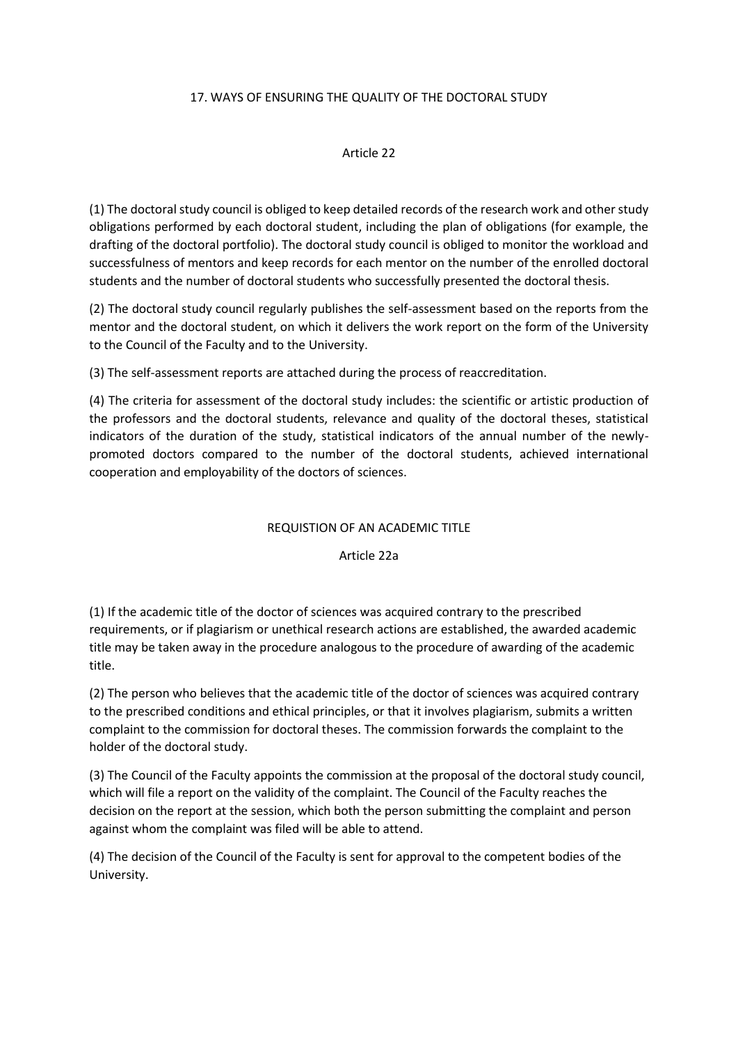## 17. WAYS OF ENSURING THE QUALITY OF THE DOCTORAL STUDY

### Article 22

(1) The doctoral study council is obliged to keep detailed records of the research work and other study obligations performed by each doctoral student, including the plan of obligations (for example, the drafting of the doctoral portfolio). The doctoral study council is obliged to monitor the workload and successfulness of mentors and keep records for each mentor on the number of the enrolled doctoral students and the number of doctoral students who successfully presented the doctoral thesis.

(2) The doctoral study council regularly publishes the self-assessment based on the reports from the mentor and the doctoral student, on which it delivers the work report on the form of the University to the Council of the Faculty and to the University.

(3) The self-assessment reports are attached during the process of reaccreditation.

(4) The criteria for assessment of the doctoral study includes: the scientific or artistic production of the professors and the doctoral students, relevance and quality of the doctoral theses, statistical indicators of the duration of the study, statistical indicators of the annual number of the newly-promoted doctors compared to the number of the doctoral students, achieved international cooperation and employability of the doctors of sciences.

## REQUISTION OF AN ACADEMIC TITLE

### Article 22a

(1) If the academic title of the doctor of sciences was acquired contrary to the prescribed requirements, or if plagiarism or unethical research actions are established, the awarded academic title may be taken away in the procedure analogous to the procedure of awarding of the academic title.

(2) The person who believes that the academic title of the doctor of sciences was acquired contrary to the prescribed conditions and ethical principles, or that it involves plagiarism, submits a written complaint to the commission for doctoral theses. The commission forwards the complaint to the holder of the doctoral study.

(3) The Council of the Faculty appoints the commission at the proposal of the doctoral study council, which will file a report on the validity of the complaint. The Council of the Faculty reaches the decision on the report at the session, which both the person submitting the complaint and person against whom the complaint was filed will be able to attend.

(4) The decision of the Council of the Faculty is sent for approval to the competent bodies of the University.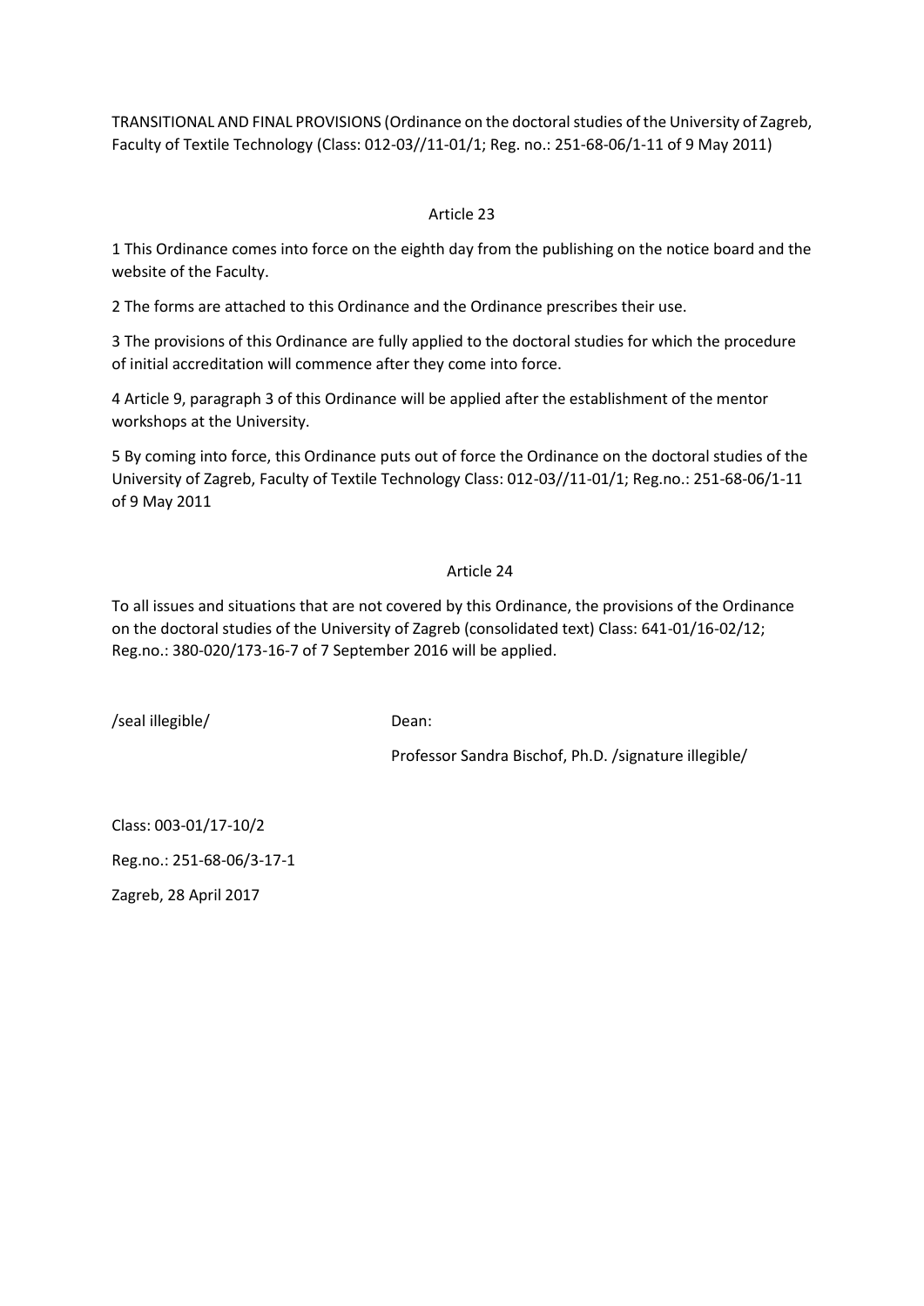TRANSITIONAL AND FINAL PROVISIONS (Ordinance on the doctoral studies of the University of Zagreb, Faculty of Textile Technology (Class: 012-03//11-01/1; Reg. no.: 251-68-06/1-11 of 9 May 2011)

Article 23

1 This Ordinance comes into force on the eighth day from the publishing on the notice board and the website of the Faculty.

2 The forms are attached to this Ordinance and the Ordinance prescribes their use.

3 The provisions of this Ordinance are fully applied to the doctoral studies for which the procedure of initial accreditation will commence after they come into force.

4 Article 9, paragraph 3 of this Ordinance will be applied after the establishment of the mentor workshops at the University.

5 By coming into force, this Ordinance puts out of force the Ordinance on the doctoral studies of the University of Zagreb, Faculty of Textile Technology Class: 012-03//11-01/1; Reg.no.: 251-68-06/1-11 of 9 May 2011

Article 24

To all issues and situations that are not covered by this Ordinance, the provisions of the Ordinance on the doctoral studies of the University of Zagreb (consolidated text) Class: 641-01/16-02/12; Reg.no.: 380-020/173-16-7 of 7 September 2016 will be applied.

/seal illegible/

Dean:

Professor Sandra Bischof, Ph.D. /signature illegible/

Class: 003-01/17-10/2

Reg.no.: 251-68-06/3-17-1

Zagreb, 28 April 2017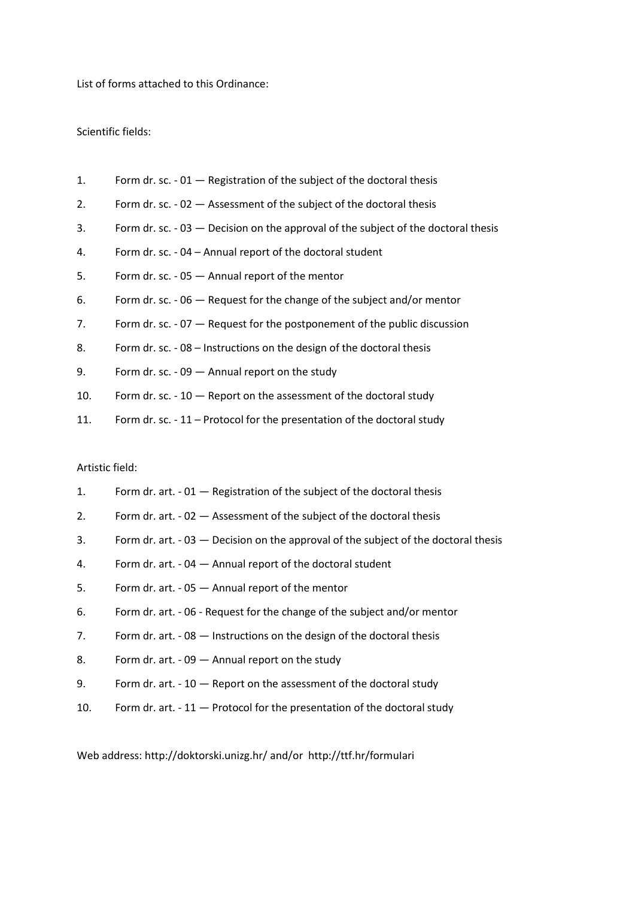List of forms attached to this Ordinance:

Scientific fields:

1. Form dr. sc. - 01 — Registration of the subject of the doctoral thesis
2. Form dr. sc. - 02 — Assessment of the subject of the doctoral thesis
3. Form dr. sc. - 03 — Decision on the approval of the subject of the doctoral thesis
4. Form dr. sc. - 04 – Annual report of the doctoral student
5. Form dr. sc. - 05 — Annual report of the mentor
6. Form dr. sc. - 06 — Request for the change of the subject and/or mentor
7. Form dr. sc. - 07 — Request for the postponement of the public discussion
8. Form dr. sc. - 08 – Instructions on the design of the doctoral thesis
9. Form dr. sc. - 09 — Annual report on the study
10. Form dr. sc. - 10 — Report on the assessment of the doctoral study
11. Form dr. sc. - 11 – Protocol for the presentation of the doctoral study

Artistic field:

1. Form dr. art. - 01 — Registration of the subject of the doctoral thesis
2. Form dr. art. - 02 — Assessment of the subject of the doctoral thesis
3. Form dr. art. - 03 — Decision on the approval of the subject of the doctoral thesis
4. Form dr. art. - 04 — Annual report of the doctoral student
5. Form dr. art. - 05 — Annual report of the mentor
6. Form dr. art. - 06 - Request for the change of the subject and/or mentor
7. Form dr. art. - 08 — Instructions on the design of the doctoral thesis
8. Form dr. art. - 09 — Annual report on the study
9. Form dr. art. - 10 — Report on the assessment of the doctoral study
10. Form dr. art. - 11 — Protocol for the presentation of the doctoral study

Web address: http://doktorski.unizg.hr/ and/or http://ttf.hr/formulari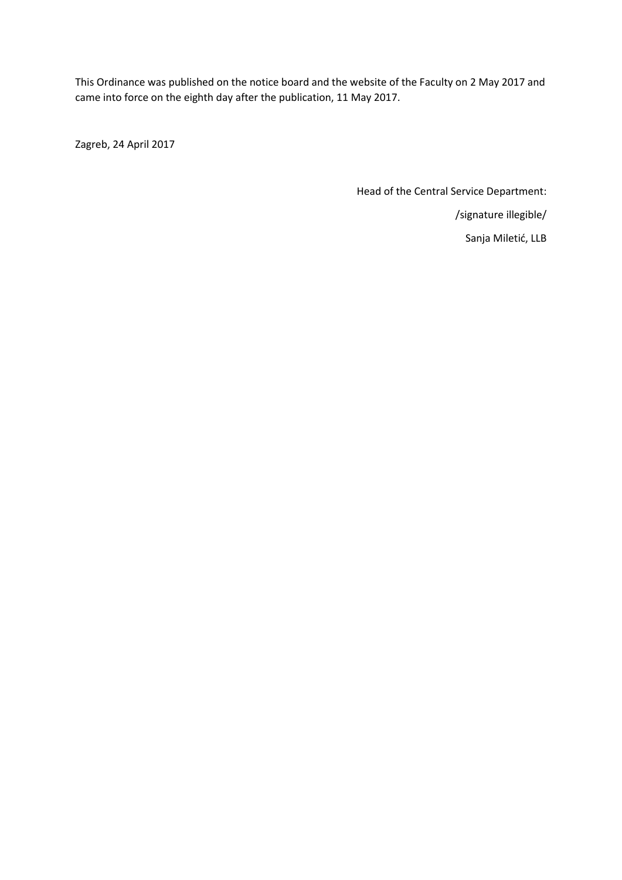This Ordinance was published on the notice board and the website of the Faculty on 2 May 2017 and came into force on the eighth day after the publication, 11 May 2017.

Zagreb, 24 April 2017

Head of the Central Service Department:

/signature illegible/

Sanja Miletić, LLB